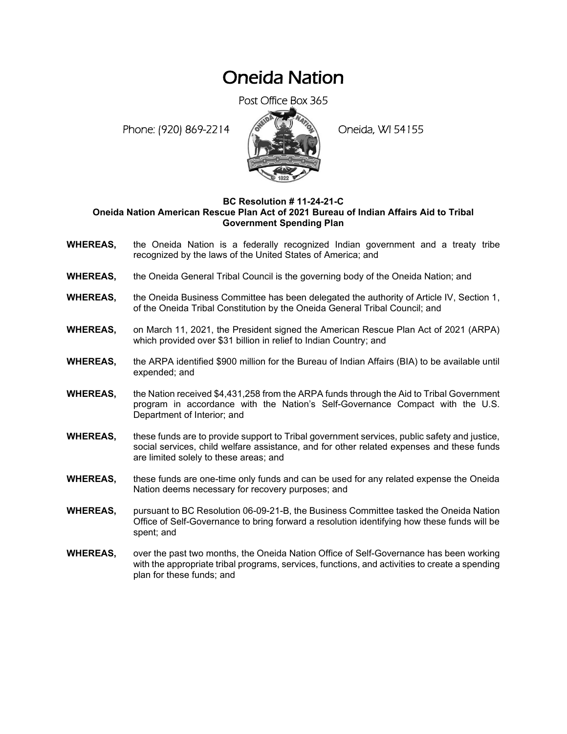# Oneida Nation

Post Office Box 365

Phone: (920) 869-2214 Oneida, WI 54155

**BC Resolution # 11-24-21-C**
**Oneida Nation American Rescue Plan Act of 2021 Bureau of Indian Affairs Aid to Tribal Government Spending Plan**

**WHEREAS,** the Oneida Nation is a federally recognized Indian government and a treaty tribe recognized by the laws of the United States of America; and

**WHEREAS,** the Oneida General Tribal Council is the governing body of the Oneida Nation; and

**WHEREAS,** the Oneida Business Committee has been delegated the authority of Article IV, Section 1, of the Oneida Tribal Constitution by the Oneida General Tribal Council; and

**WHEREAS,** on March 11, 2021, the President signed the American Rescue Plan Act of 2021 (ARPA) which provided over $31 billion in relief to Indian Country; and

**WHEREAS,** the ARPA identified $900 million for the Bureau of Indian Affairs (BIA) to be available until expended; and

**WHEREAS,** the Nation received $4,431,258 from the ARPA funds through the Aid to Tribal Government program in accordance with the Nation's Self-Governance Compact with the U.S. Department of Interior; and

**WHEREAS,** these funds are to provide support to Tribal government services, public safety and justice, social services, child welfare assistance, and for other related expenses and these funds are limited solely to these areas; and

**WHEREAS,** these funds are one-time only funds and can be used for any related expense the Oneida Nation deems necessary for recovery purposes; and

**WHEREAS,** pursuant to BC Resolution 06-09-21-B, the Business Committee tasked the Oneida Nation Office of Self-Governance to bring forward a resolution identifying how these funds will be spent; and

**WHEREAS,** over the past two months, the Oneida Nation Office of Self-Governance has been working with the appropriate tribal programs, services, functions, and activities to create a spending plan for these funds; and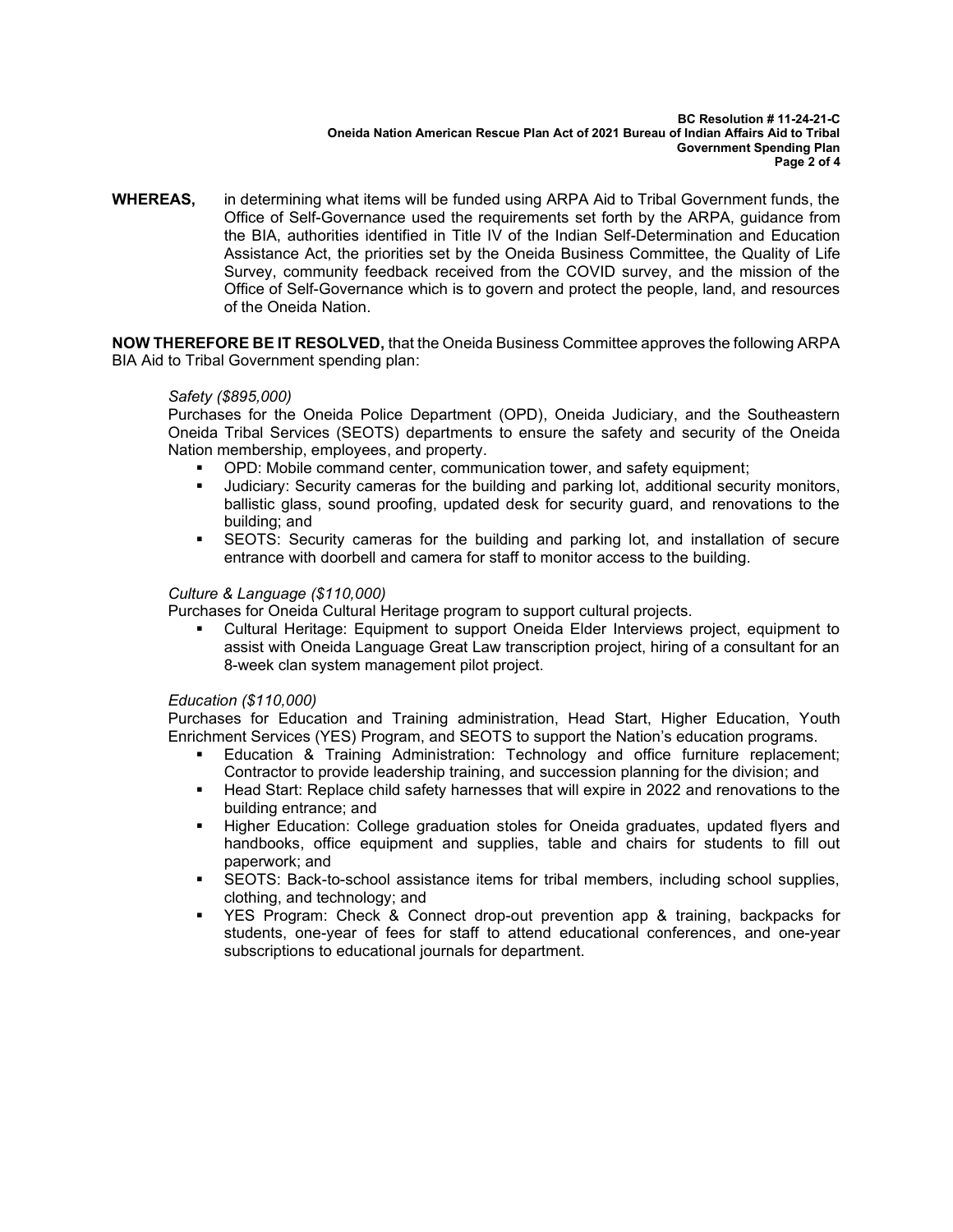**WHEREAS,** in determining what items will be funded using ARPA Aid to Tribal Government funds, the Office of Self-Governance used the requirements set forth by the ARPA, guidance from the BIA, authorities identified in Title IV of the Indian Self-Determination and Education Assistance Act, the priorities set by the Oneida Business Committee, the Quality of Life Survey, community feedback received from the COVID survey, and the mission of the Office of Self-Governance which is to govern and protect the people, land, and resources of the Oneida Nation.

**NOW THEREFORE BE IT RESOLVED,** that the Oneida Business Committee approves the following ARPA BIA Aid to Tribal Government spending plan:

*Safety ($895,000)*

Purchases for the Oneida Police Department (OPD), Oneida Judiciary, and the Southeastern Oneida Tribal Services (SEOTS) departments to ensure the safety and security of the Oneida Nation membership, employees, and property.

- OPD: Mobile command center, communication tower, and safety equipment;
- Judiciary: Security cameras for the building and parking lot, additional security monitors, ballistic glass, sound proofing, updated desk for security guard, and renovations to the building; and
- SEOTS: Security cameras for the building and parking lot, and installation of secure entrance with doorbell and camera for staff to monitor access to the building.

*Culture & Language ($110,000)*

Purchases for Oneida Cultural Heritage program to support cultural projects.

- Cultural Heritage: Equipment to support Oneida Elder Interviews project, equipment to assist with Oneida Language Great Law transcription project, hiring of a consultant for an 8-week clan system management pilot project.

*Education ($110,000)*

Purchases for Education and Training administration, Head Start, Higher Education, Youth Enrichment Services (YES) Program, and SEOTS to support the Nation's education programs.

- Education & Training Administration: Technology and office furniture replacement; Contractor to provide leadership training, and succession planning for the division; and
- Head Start: Replace child safety harnesses that will expire in 2022 and renovations to the building entrance; and
- Higher Education: College graduation stoles for Oneida graduates, updated flyers and handbooks, office equipment and supplies, table and chairs for students to fill out paperwork; and
- SEOTS: Back-to-school assistance items for tribal members, including school supplies, clothing, and technology; and
- YES Program: Check & Connect drop-out prevention app & training, backpacks for students, one-year of fees for staff to attend educational conferences, and one-year subscriptions to educational journals for department.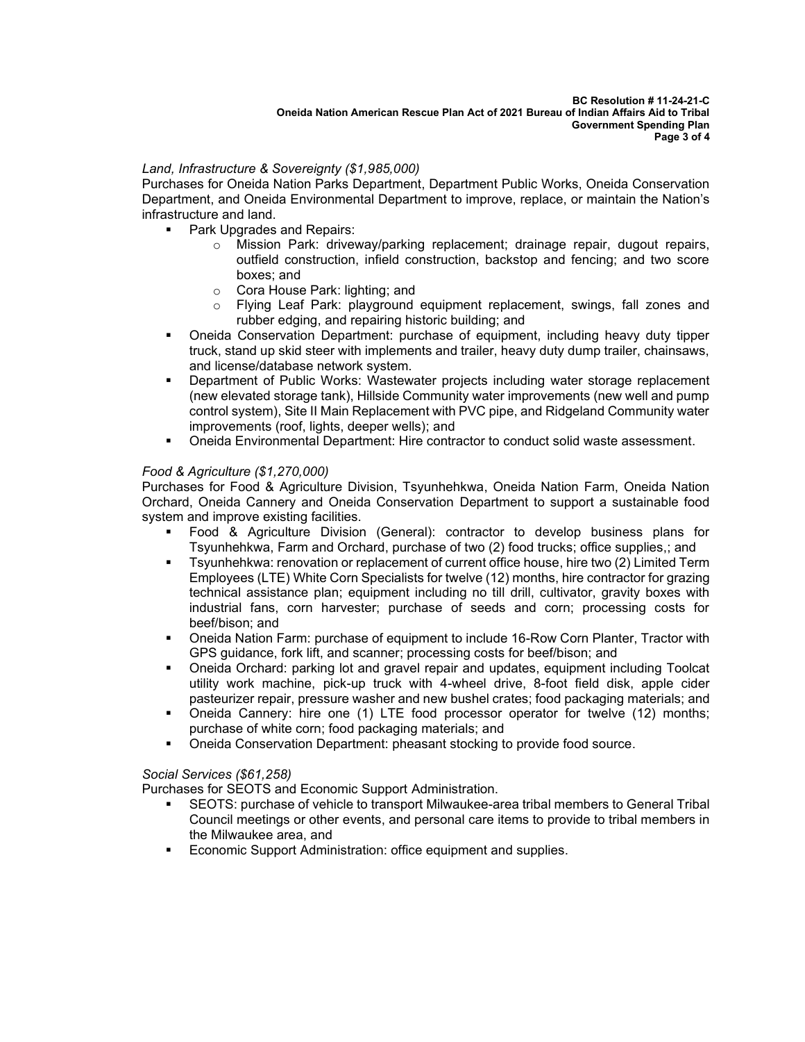*Land, Infrastructure & Sovereignty ($1,985,000)*

Purchases for Oneida Nation Parks Department, Department Public Works, Oneida Conservation Department, and Oneida Environmental Department to improve, replace, or maintain the Nation's infrastructure and land.

- Park Upgrades and Repairs:
  - Mission Park: driveway/parking replacement; drainage repair, dugout repairs, outfield construction, infield construction, backstop and fencing; and two score boxes; and
  - Cora House Park: lighting; and
  - Flying Leaf Park: playground equipment replacement, swings, fall zones and rubber edging, and repairing historic building; and
- Oneida Conservation Department: purchase of equipment, including heavy duty tipper truck, stand up skid steer with implements and trailer, heavy duty dump trailer, chainsaws, and license/database network system.
- Department of Public Works: Wastewater projects including water storage replacement (new elevated storage tank), Hillside Community water improvements (new well and pump control system), Site II Main Replacement with PVC pipe, and Ridgeland Community water improvements (roof, lights, deeper wells); and
- Oneida Environmental Department: Hire contractor to conduct solid waste assessment.

*Food & Agriculture ($1,270,000)*

Purchases for Food & Agriculture Division, Tsyunhehkwa, Oneida Nation Farm, Oneida Nation Orchard, Oneida Cannery and Oneida Conservation Department to support a sustainable food system and improve existing facilities.

- Food & Agriculture Division (General): contractor to develop business plans for Tsyunhehkwa, Farm and Orchard, purchase of two (2) food trucks; office supplies,; and
- Tsyunhehkwa: renovation or replacement of current office house, hire two (2) Limited Term Employees (LTE) White Corn Specialists for twelve (12) months, hire contractor for grazing technical assistance plan; equipment including no till drill, cultivator, gravity boxes with industrial fans, corn harvester; purchase of seeds and corn; processing costs for beef/bison; and
- Oneida Nation Farm: purchase of equipment to include 16-Row Corn Planter, Tractor with GPS guidance, fork lift, and scanner; processing costs for beef/bison; and
- Oneida Orchard: parking lot and gravel repair and updates, equipment including Toolcat utility work machine, pick-up truck with 4-wheel drive, 8-foot field disk, apple cider pasteurizer repair, pressure washer and new bushel crates; food packaging materials; and
- Oneida Cannery: hire one (1) LTE food processor operator for twelve (12) months; purchase of white corn; food packaging materials; and
- Oneida Conservation Department: pheasant stocking to provide food source.

*Social Services ($61,258)*

Purchases for SEOTS and Economic Support Administration.

- SEOTS: purchase of vehicle to transport Milwaukee-area tribal members to General Tribal Council meetings or other events, and personal care items to provide to tribal members in the Milwaukee area, and
- Economic Support Administration: office equipment and supplies.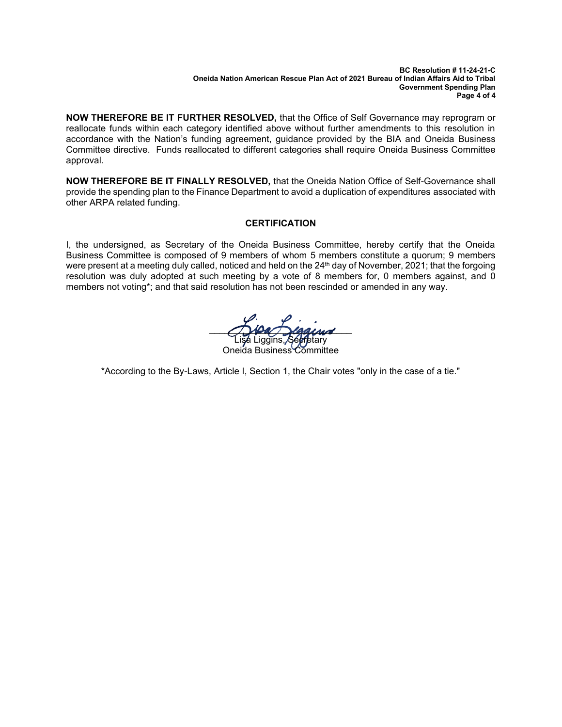**NOW THEREFORE BE IT FURTHER RESOLVED,** that the Office of Self Governance may reprogram or reallocate funds within each category identified above without further amendments to this resolution in accordance with the Nation's funding agreement, guidance provided by the BIA and Oneida Business Committee directive. Funds reallocated to different categories shall require Oneida Business Committee approval.

**NOW THEREFORE BE IT FINALLY RESOLVED,** that the Oneida Nation Office of Self-Governance shall provide the spending plan to the Finance Department to avoid a duplication of expenditures associated with other ARPA related funding.

## CERTIFICATION

I, the undersigned, as Secretary of the Oneida Business Committee, hereby certify that the Oneida Business Committee is composed of 9 members of whom 5 members constitute a quorum; 9 members were present at a meeting duly called, noticed and held on the 24th day of November, 2021; that the forgoing resolution was duly adopted at such meeting by a vote of 8 members for, 0 members against, and 0 members not voting*; and that said resolution has not been rescinded or amended in any way.

Lisa Liggins, Secretary
Oneida Business Committee

*According to the By-Laws, Article I, Section 1, the Chair votes "only in the case of a tie."